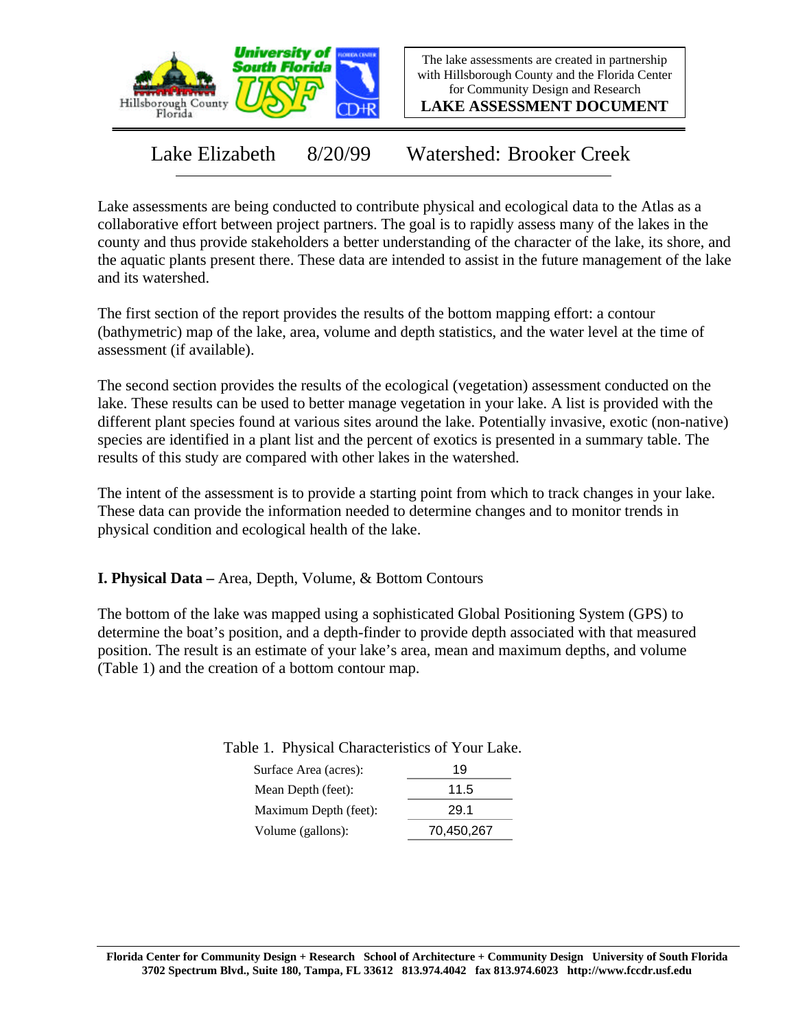The lake assessments are created in partnership with Hillsborough County and the Florida Center for Community Design and Research

**LAKE ASSESSMENT DOCUMENT**

# Lake Elizabeth 8/20/99 Watershed: Brooker Creek

Lake assessments are being conducted to contribute physical and ecological data to the Atlas as a collaborative effort between project partners. The goal is to rapidly assess many of the lakes in the county and thus provide stakeholders a better understanding of the character of the lake, its shore, and the aquatic plants present there. These data are intended to assist in the future management of the lake and its watershed.

The first section of the report provides the results of the bottom mapping effort: a contour (bathymetric) map of the lake, area, volume and depth statistics, and the water level at the time of assessment (if available).

The second section provides the results of the ecological (vegetation) assessment conducted on the lake. These results can be used to better manage vegetation in your lake. A list is provided with the different plant species found at various sites around the lake. Potentially invasive, exotic (non-native) species are identified in a plant list and the percent of exotics is presented in a summary table. The results of this study are compared with other lakes in the watershed.

The intent of the assessment is to provide a starting point from which to track changes in your lake. These data can provide the information needed to determine changes and to monitor trends in physical condition and ecological health of the lake.

## I. Physical Data – Area, Depth, Volume, & Bottom Contours

The bottom of the lake was mapped using a sophisticated Global Positioning System (GPS) to determine the boat's position, and a depth-finder to provide depth associated with that measured position. The result is an estimate of your lake's area, mean and maximum depths, and volume (Table 1) and the creation of a bottom contour map.

Table 1. Physical Characteristics of Your Lake.

| Characteristic | Value |
|---|---|
| Surface Area (acres): | 19 |
| Mean Depth (feet): | 11.5 |
| Maximum Depth (feet): | 29.1 |
| Volume (gallons): | 70,450,267 |

Florida Center for Community Design + Research School of Architecture + Community Design University of South Florida
3702 Spectrum Blvd., Suite 180, Tampa, FL 33612 813.974.4042 fax 813.974.6023 http://www.fccdr.usf.edu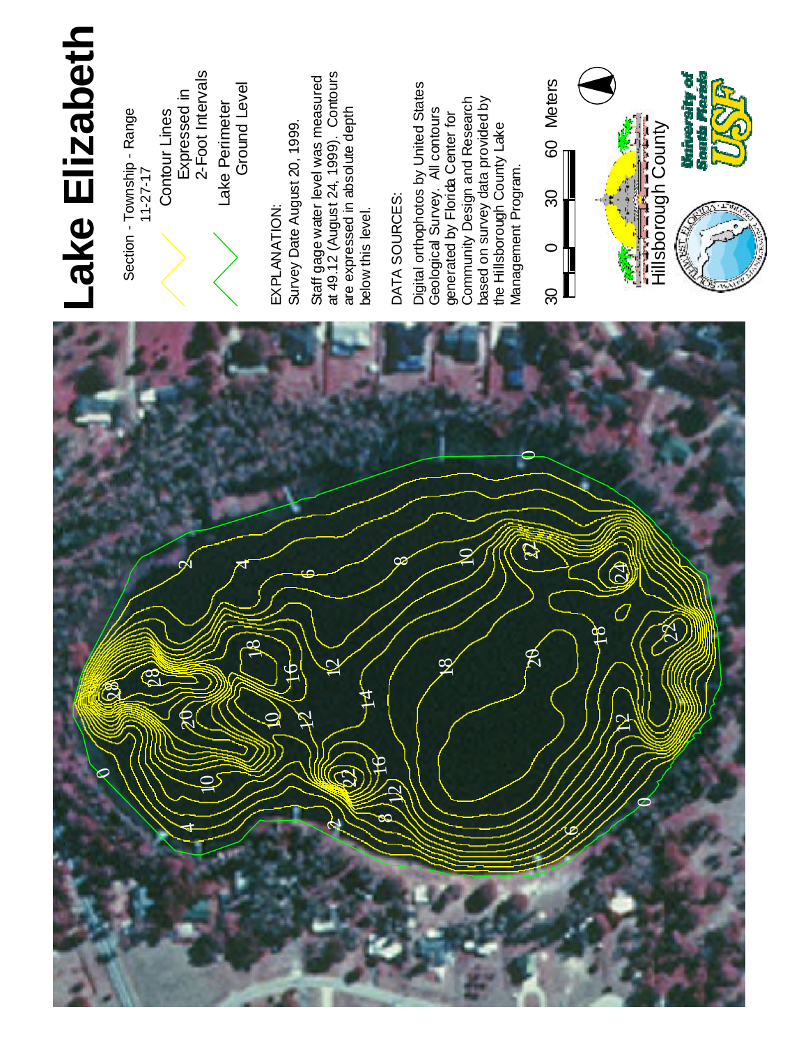# Lake Elizabeth

Section - Township - Range
11-27-17

Contour Lines
Expressed in
2-Foot Intervals

Lake Perimeter
Ground Level

EXPLANATION:
Survey Date August 20, 1999.

Staff gage water level was measured at 49.12 (August 24, 1999). Contours are expressed in absolute depth below this level.

DATA SOURCES:
Digital orthophotos by United States Geological Survey. All contours generated by Florida Center for Community Design and Research based on survey data provided by the Hillsborough County Lake Management Program.

30 0 30 60 Meters

Hillsborough County

University of South Florida USF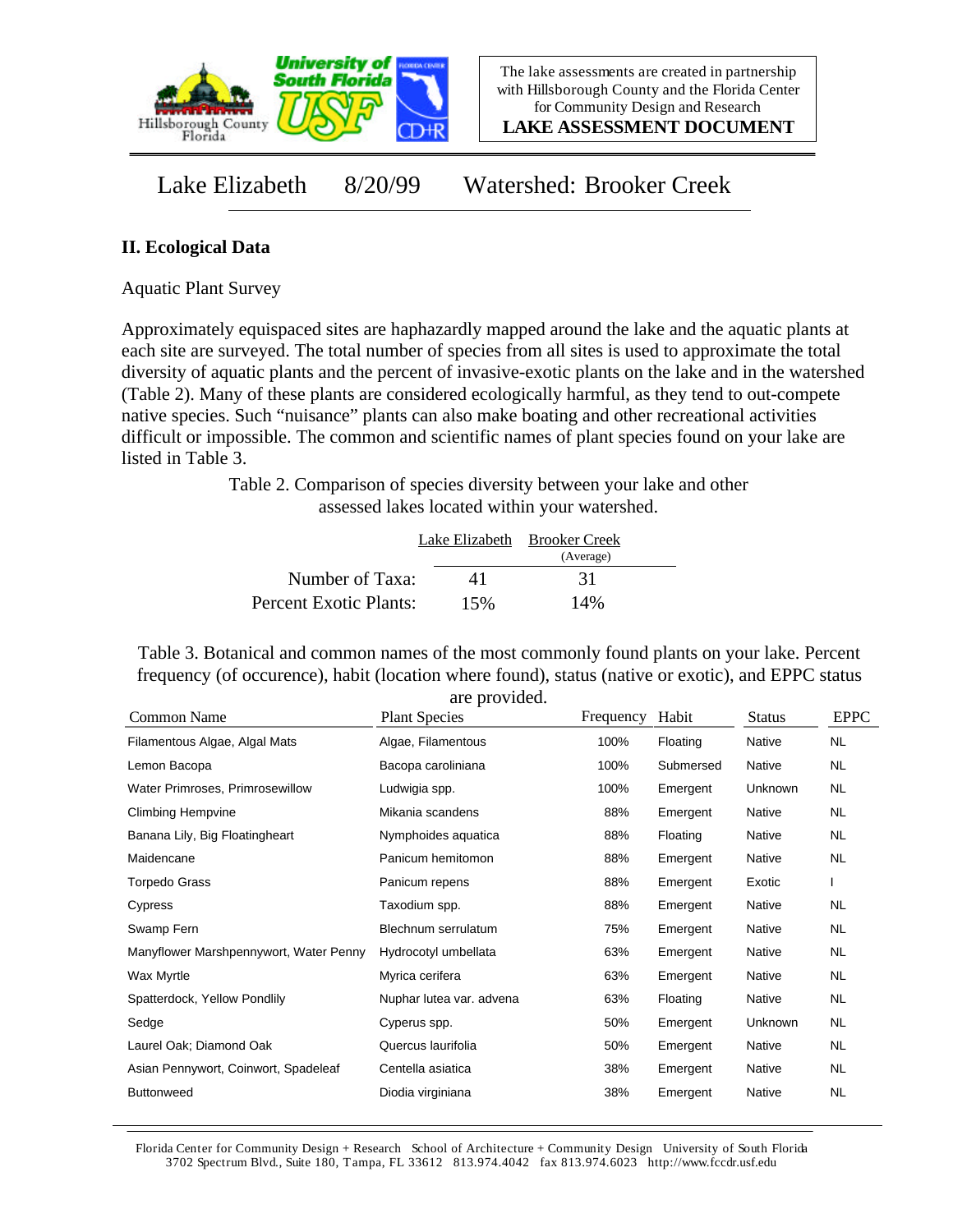The lake assessments are created in partnership with Hillsborough County and the Florida Center for Community Design and Research

**LAKE ASSESSMENT DOCUMENT**

# Lake Elizabeth 8/20/99 Watershed: Brooker Creek

## II. Ecological Data

Aquatic Plant Survey

Approximately equispaced sites are haphazardly mapped around the lake and the aquatic plants at each site are surveyed. The total number of species from all sites is used to approximate the total diversity of aquatic plants and the percent of invasive-exotic plants on the lake and in the watershed (Table 2). Many of these plants are considered ecologically harmful, as they tend to out-compete native species. Such "nuisance" plants can also make boating and other recreational activities difficult or impossible. The common and scientific names of plant species found on your lake are listed in Table 3.

Table 2. Comparison of species diversity between your lake and other assessed lakes located within your watershed.

| | Lake Elizabeth | Brooker Creek (Average) |
|---|---|---|
| Number of Taxa: | 41 | 31 |
| Percent Exotic Plants: | 15% | 14% |

Table 3. Botanical and common names of the most commonly found plants on your lake. Percent frequency (of occurence), habit (location where found), status (native or exotic), and EPPC status are provided.

| Common Name | Plant Species | Frequency | Habit | Status | EPPC |
|---|---|---|---|---|---|
| Filamentous Algae, Algal Mats | Algae, Filamentous | 100% | Floating | Native | NL |
| Lemon Bacopa | Bacopa caroliniana | 100% | Submersed | Native | NL |
| Water Primroses, Primrosewillow | Ludwigia spp. | 100% | Emergent | Unknown | NL |
| Climbing Hempvine | Mikania scandens | 88% | Emergent | Native | NL |
| Banana Lily, Big Floatingheart | Nymphoides aquatica | 88% | Floating | Native | NL |
| Maidencane | Panicum hemitomon | 88% | Emergent | Native | NL |
| Torpedo Grass | Panicum repens | 88% | Emergent | Exotic | I |
| Cypress | Taxodium spp. | 88% | Emergent | Native | NL |
| Swamp Fern | Blechnum serrulatum | 75% | Emergent | Native | NL |
| Manyflower Marshpennywort, Water Penny | Hydrocotyl umbellata | 63% | Emergent | Native | NL |
| Wax Myrtle | Myrica cerifera | 63% | Emergent | Native | NL |
| Spatterdock, Yellow Pondlily | Nuphar lutea var. advena | 63% | Floating | Native | NL |
| Sedge | Cyperus spp. | 50% | Emergent | Unknown | NL |
| Laurel Oak; Diamond Oak | Quercus laurifolia | 50% | Emergent | Native | NL |
| Asian Pennywort, Coinwort, Spadeleaf | Centella asiatica | 38% | Emergent | Native | NL |
| Buttonweed | Diodia virginiana | 38% | Emergent | Native | NL |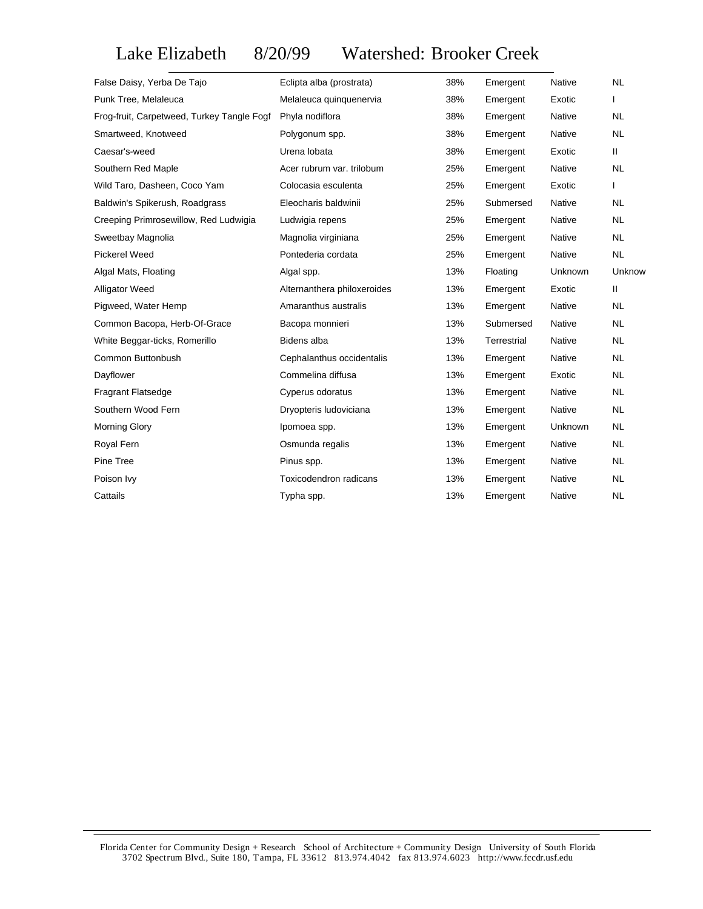# Lake Elizabeth 8/20/99 Watershed: Brooker Creek

| | | | | | |
|---|---|---|---|---|---|
| False Daisy, Yerba De Tajo | Eclipta alba (prostrata) | 38% | Emergent | Native | NL |
| Punk Tree, Melaleuca | Melaleuca quinquenervia | 38% | Emergent | Exotic | I |
| Frog-fruit, Carpetweed, Turkey Tangle Fogf | Phyla nodiflora | 38% | Emergent | Native | NL |
| Smartweed, Knotweed | Polygonum spp. | 38% | Emergent | Native | NL |
| Caesar's-weed | Urena lobata | 38% | Emergent | Exotic | II |
| Southern Red Maple | Acer rubrum var. trilobum | 25% | Emergent | Native | NL |
| Wild Taro, Dasheen, Coco Yam | Colocasia esculenta | 25% | Emergent | Exotic | I |
| Baldwin's Spikerush, Roadgrass | Eleocharis baldwinii | 25% | Submersed | Native | NL |
| Creeping Primrosewillow, Red Ludwigia | Ludwigia repens | 25% | Emergent | Native | NL |
| Sweetbay Magnolia | Magnolia virginiana | 25% | Emergent | Native | NL |
| Pickerel Weed | Pontederia cordata | 25% | Emergent | Native | NL |
| Algal Mats, Floating | Algal spp. | 13% | Floating | Unknown | Unknow |
| Alligator Weed | Alternanthera philoxeroides | 13% | Emergent | Exotic | II |
| Pigweed, Water Hemp | Amaranthus australis | 13% | Emergent | Native | NL |
| Common Bacopa, Herb-Of-Grace | Bacopa monnieri | 13% | Submersed | Native | NL |
| White Beggar-ticks, Romerillo | Bidens alba | 13% | Terrestrial | Native | NL |
| Common Buttonbush | Cephalanthus occidentalis | 13% | Emergent | Native | NL |
| Dayflower | Commelina diffusa | 13% | Emergent | Exotic | NL |
| Fragrant Flatsedge | Cyperus odoratus | 13% | Emergent | Native | NL |
| Southern Wood Fern | Dryopteris ludoviciana | 13% | Emergent | Native | NL |
| Morning Glory | Ipomoea spp. | 13% | Emergent | Unknown | NL |
| Royal Fern | Osmunda regalis | 13% | Emergent | Native | NL |
| Pine Tree | Pinus spp. | 13% | Emergent | Native | NL |
| Poison Ivy | Toxicodendron radicans | 13% | Emergent | Native | NL |
| Cattails | Typha spp. | 13% | Emergent | Native | NL |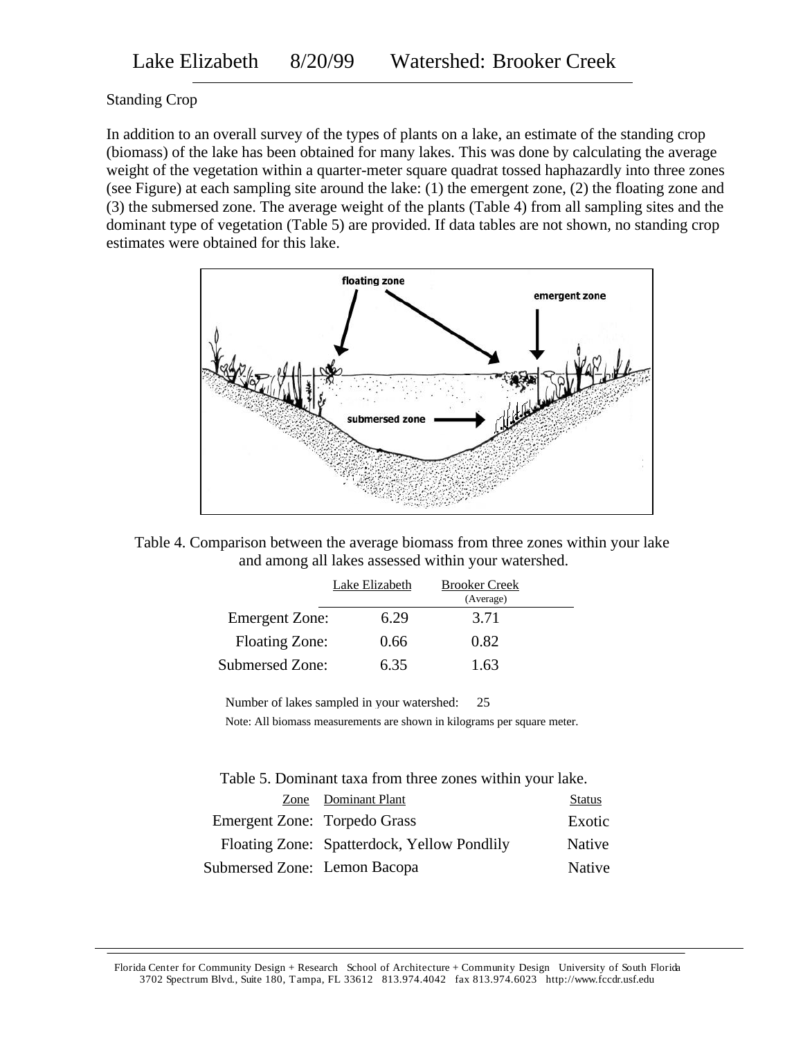Lake Elizabeth    8/20/99    Watershed: Brooker Creek

Standing Crop

In addition to an overall survey of the types of plants on a lake, an estimate of the standing crop (biomass) of the lake has been obtained for many lakes. This was done by calculating the average weight of the vegetation within a quarter-meter square quadrat tossed haphazardly into three zones (see Figure) at each sampling site around the lake: (1) the emergent zone, (2) the floating zone and (3) the submersed zone. The average weight of the plants (Table 4) from all sampling sites and the dominant type of vegetation (Table 5) are provided. If data tables are not shown, no standing crop estimates were obtained for this lake.

floating zone

emergent zone

submersed zone

Table 4. Comparison between the average biomass from three zones within your lake and among all lakes assessed within your watershed.

| | Lake Elizabeth | Brooker Creek (Average) |
|---|---|---|
| Emergent Zone: | 6.29 | 3.71 |
| Floating Zone: | 0.66 | 0.82 |
| Submersed Zone: | 6.35 | 1.63 |

Number of lakes sampled in your watershed: 25

Note: All biomass measurements are shown in kilograms per square meter.

Table 5. Dominant taxa from three zones within your lake.

| Zone | Dominant Plant | Status |
|---|---|---|
| Emergent Zone: | Torpedo Grass | Exotic |
| Floating Zone: | Spatterdock, Yellow Pondlily | Native |
| Submersed Zone: | Lemon Bacopa | Native |